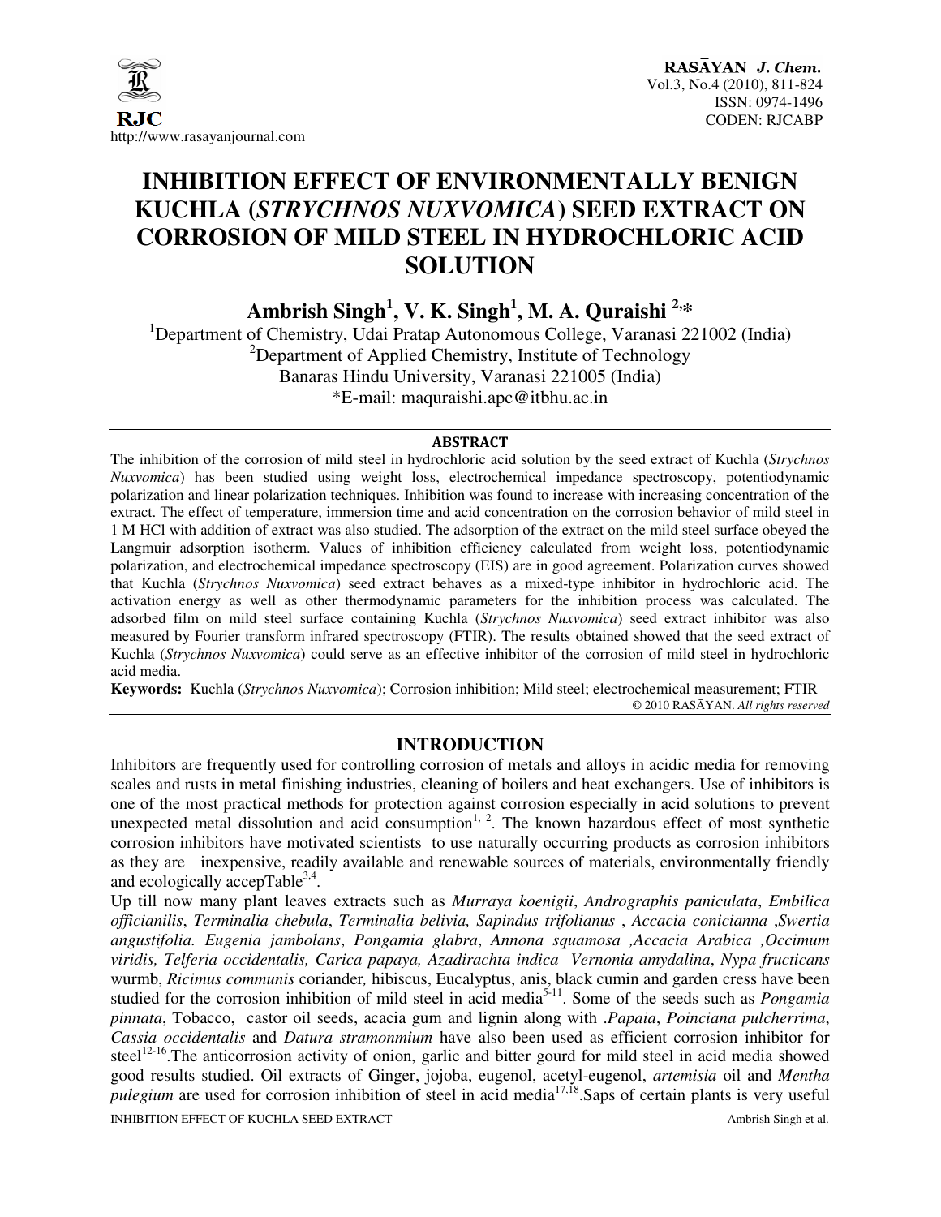# INHIBITION EFFECT OF ENVIRONMENTALLY BENIGN KUCHLA (*STRYCHNOS NUXVOMICA*) SEED EXTRACT ON CORROSION OF MILD STEEL IN HYDROCHLORIC ACID SOLUTION

**Ambrish Singh[1], V. K. Singh[1], M. A. Quraishi [2,*]**

[1]Department of Chemistry, Udai Pratap Autonomous College, Varanasi 221002 (India)
[2]Department of Applied Chemistry, Institute of Technology
Banaras Hindu University, Varanasi 221005 (India)
*E-mail: maquraishi.apc@itbhu.ac.in

## ABSTRACT

The inhibition of the corrosion of mild steel in hydrochloric acid solution by the seed extract of Kuchla (*Strychnos Nuxvomica*) has been studied using weight loss, electrochemical impedance spectroscopy, potentiodynamic polarization and linear polarization techniques. Inhibition was found to increase with increasing concentration of the extract. The effect of temperature, immersion time and acid concentration on the corrosion behavior of mild steel in 1 M HCl with addition of extract was also studied. The adsorption of the extract on the mild steel surface obeyed the Langmuir adsorption isotherm. Values of inhibition efficiency calculated from weight loss, potentiodynamic polarization, and electrochemical impedance spectroscopy (EIS) are in good agreement. Polarization curves showed that Kuchla (*Strychnos Nuxvomica*) seed extract behaves as a mixed-type inhibitor in hydrochloric acid. The activation energy as well as other thermodynamic parameters for the inhibition process was calculated. The adsorbed film on mild steel surface containing Kuchla (*Strychnos Nuxvomica*) seed extract inhibitor was also measured by Fourier transform infrared spectroscopy (FTIR). The results obtained showed that the seed extract of Kuchla (*Strychnos Nuxvomica*) could serve as an effective inhibitor of the corrosion of mild steel in hydrochloric acid media.

**Keywords:** Kuchla (*Strychnos Nuxvomica*); Corrosion inhibition; Mild steel; electrochemical measurement; FTIR

© 2010 RASĀYAN. *All rights reserved*

## INTRODUCTION

Inhibitors are frequently used for controlling corrosion of metals and alloys in acidic media for removing scales and rusts in metal finishing industries, cleaning of boilers and heat exchangers. Use of inhibitors is one of the most practical methods for protection against corrosion especially in acid solutions to prevent unexpected metal dissolution and acid consumption[1, 2]. The known hazardous effect of most synthetic corrosion inhibitors have motivated scientists to use naturally occurring products as corrosion inhibitors as they are inexpensive, readily available and renewable sources of materials, environmentally friendly and ecologically accepTable[3,4].

Up till now many plant leaves extracts such as *Murraya koenigii*, *Andrographis paniculata*, *Embilica officianilis*, *Terminalia chebula*, *Terminalia belivia, Sapindus trifolianus* , *Accacia conicianna* ,*Swertia angustifolia. Eugenia jambolans*, *Pongamia glabra*, *Annona squamosa ,Accacia Arabica ,Occimum viridis, Telferia occidentalis, Carica papaya, Azadirachta indica Vernonia amydalina*, *Nypa fructicans* wurmb, *Ricimus communis* coriander*,* hibiscus, Eucalyptus, anis, black cumin and garden cress have been studied for the corrosion inhibition of mild steel in acid media[5-11]. Some of the seeds such as *Pongamia pinnata*, Tobacco, castor oil seeds, acacia gum and lignin along with .*Papaia*, *Poinciana pulcherrima*, *Cassia occidentalis* and *Datura stramonmium* have also been used as efficient corrosion inhibitor for steel[12-16].The anticorrosion activity of onion, garlic and bitter gourd for mild steel in acid media showed good results studied. Oil extracts of Ginger, jojoba, eugenol, acetyl-eugenol, *artemisia* oil and *Mentha pulegium* are used for corrosion inhibition of steel in acid media[17,18].Saps of certain plants is very useful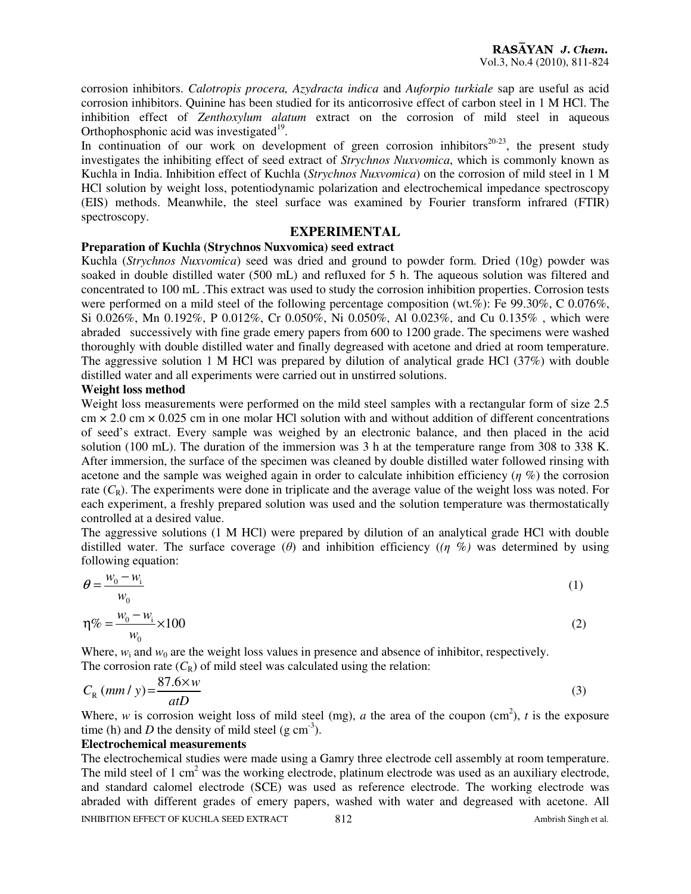corrosion inhibitors. *Calotropis procera, Azydracta indica* and *Auforpio turkiale* sap are useful as acid corrosion inhibitors. Quinine has been studied for its anticorrosive effect of carbon steel in 1 M HCl. The inhibition effect of *Zenthoxylum alatum* extract on the corrosion of mild steel in aqueous Orthophosphonic acid was investigated[19].

In continuation of our work on development of green corrosion inhibitors[20-23], the present study investigates the inhibiting effect of seed extract of *Strychnos Nuxvomica*, which is commonly known as Kuchla in India. Inhibition effect of Kuchla (*Strychnos Nuxvomica*) on the corrosion of mild steel in 1 M HCl solution by weight loss, potentiodynamic polarization and electrochemical impedance spectroscopy (EIS) methods. Meanwhile, the steel surface was examined by Fourier transform infrared (FTIR) spectroscopy.

## EXPERIMENTAL

### Preparation of Kuchla (Strychnos Nuxvomica) seed extract

Kuchla (*Strychnos Nuxvomica*) seed was dried and ground to powder form. Dried (10g) powder was soaked in double distilled water (500 mL) and refluxed for 5 h. The aqueous solution was filtered and concentrated to 100 mL .This extract was used to study the corrosion inhibition properties. Corrosion tests were performed on a mild steel of the following percentage composition (wt.%): Fe 99.30%, C 0.076%, Si 0.026%, Mn 0.192%, P 0.012%, Cr 0.050%, Ni 0.050%, Al 0.023%, and Cu 0.135% , which were abraded successively with fine grade emery papers from 600 to 1200 grade. The specimens were washed thoroughly with double distilled water and finally degreased with acetone and dried at room temperature. The aggressive solution 1 M HCl was prepared by dilution of analytical grade HCl (37%) with double distilled water and all experiments were carried out in unstirred solutions.

### Weight loss method

Weight loss measurements were performed on the mild steel samples with a rectangular form of size 2.5 cm × 2.0 cm × 0.025 cm in one molar HCl solution with and without addition of different concentrations of seed's extract. Every sample was weighed by an electronic balance, and then placed in the acid solution (100 mL). The duration of the immersion was 3 h at the temperature range from 308 to 338 K. After immersion, the surface of the specimen was cleaned by double distilled water followed rinsing with acetone and the sample was weighed again in order to calculate inhibition efficiency ($\eta$ %) the corrosion rate ($C_R$). The experiments were done in triplicate and the average value of the weight loss was noted. For each experiment, a freshly prepared solution was used and the solution temperature was thermostatically controlled at a desired value.

The aggressive solutions (1 M HCl) were prepared by dilution of an analytical grade HCl with double distilled water. The surface coverage ($\theta$) and inhibition efficiency (($\eta$ %) was determined by using following equation:

$$\theta = \frac{w_0 - w_i}{w_0} \tag{1}$$

$$\eta\% = \frac{w_0 - w_i}{w_0} \times 100 \tag{2}$$

Where, $w_i$ and $w_0$ are the weight loss values in presence and absence of inhibitor, respectively.

The corrosion rate ($C_R$) of mild steel was calculated using the relation:

$$C_R\ (mm/y) = \frac{87.6 \times w}{atD} \tag{3}$$

Where, $w$ is corrosion weight loss of mild steel (mg), $a$ the area of the coupon (cm$^2$), $t$ is the exposure time (h) and $D$ the density of mild steel (g cm$^{-3}$).

### Electrochemical measurements

The electrochemical studies were made using a Gamry three electrode cell assembly at room temperature. The mild steel of 1 cm$^2$ was the working electrode, platinum electrode was used as an auxiliary electrode, and standard calomel electrode (SCE) was used as reference electrode. The working electrode was abraded with different grades of emery papers, washed with water and degreased with acetone. All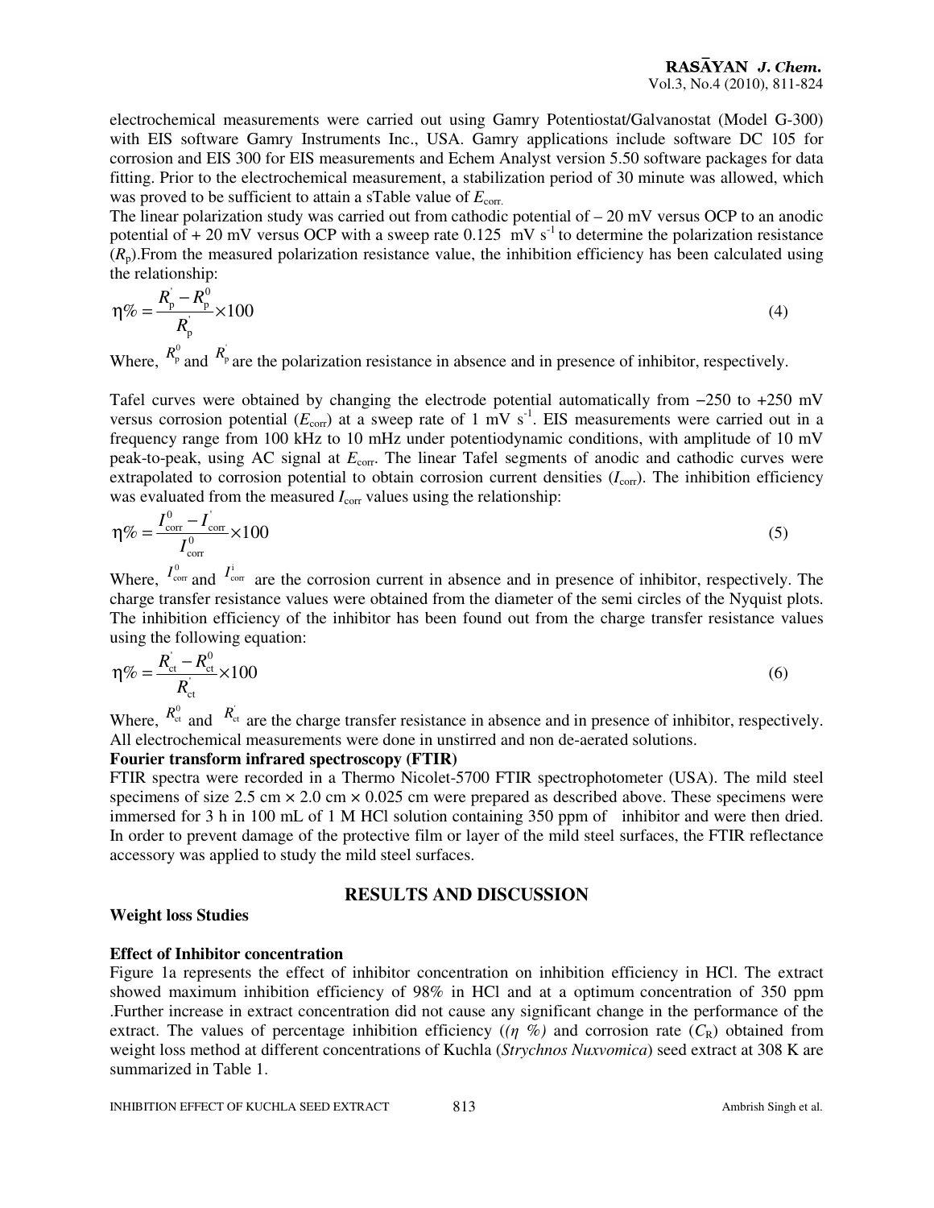electrochemical measurements were carried out using Gamry Potentiostat/Galvanostat (Model G-300) with EIS software Gamry Instruments Inc., USA. Gamry applications include software DC 105 for corrosion and EIS 300 for EIS measurements and Echem Analyst version 5.50 software packages for data fitting. Prior to the electrochemical measurement, a stabilization period of 30 minute was allowed, which was proved to be sufficient to attain a sTable value of $E_{corr}$.

The linear polarization study was carried out from cathodic potential of – 20 mV versus OCP to an anodic potential of + 20 mV versus OCP with a sweep rate 0.125 mV s$^{-1}$ to determine the polarization resistance ($R_p$).From the measured polarization resistance value, the inhibition efficiency has been calculated using the relationship:

$$\eta\% = \frac{R_p^{'} - R_p^0}{R_p^{'}} \times 100 \tag{4}$$

Where, $R_p^0$ and $R_p^{'}$ are the polarization resistance in absence and in presence of inhibitor, respectively.

Tafel curves were obtained by changing the electrode potential automatically from −250 to +250 mV versus corrosion potential ($E_{corr}$) at a sweep rate of 1 mV s$^{-1}$. EIS measurements were carried out in a frequency range from 100 kHz to 10 mHz under potentiodynamic conditions, with amplitude of 10 mV peak-to-peak, using AC signal at $E_{corr}$. The linear Tafel segments of anodic and cathodic curves were extrapolated to corrosion potential to obtain corrosion current densities ($I_{corr}$). The inhibition efficiency was evaluated from the measured $I_{corr}$ values using the relationship:

$$\eta\% = \frac{I_{corr}^0 - I_{corr}^{'}}{I_{corr}^0} \times 100 \tag{5}$$

Where, $I_{corr}^0$ and $I_{corr}^{i}$ are the corrosion current in absence and in presence of inhibitor, respectively. The charge transfer resistance values were obtained from the diameter of the semi circles of the Nyquist plots. The inhibition efficiency of the inhibitor has been found out from the charge transfer resistance values using the following equation:

$$\eta\% = \frac{R_{ct}^{'} - R_{ct}^0}{R_{ct}^{'}} \times 100 \tag{6}$$

Where, $R_{ct}^0$ and $R_{ct}^{'}$ are the charge transfer resistance in absence and in presence of inhibitor, respectively. All electrochemical measurements were done in unstirred and non de-aerated solutions.

**Fourier transform infrared spectroscopy (FTIR)**

FTIR spectra were recorded in a Thermo Nicolet-5700 FTIR spectrophotometer (USA). The mild steel specimens of size 2.5 cm × 2.0 cm × 0.025 cm were prepared as described above. These specimens were immersed for 3 h in 100 mL of 1 M HCl solution containing 350 ppm of inhibitor and were then dried. In order to prevent damage of the protective film or layer of the mild steel surfaces, the FTIR reflectance accessory was applied to study the mild steel surfaces.

## RESULTS AND DISCUSSION

**Weight loss Studies**

**Effect of Inhibitor concentration**

Figure 1a represents the effect of inhibitor concentration on inhibition efficiency in HCl. The extract showed maximum inhibition efficiency of 98% in HCl and at a optimum concentration of 350 ppm .Further increase in extract concentration did not cause any significant change in the performance of the extract. The values of percentage inhibition efficiency (*(η %)* and corrosion rate ($C_R$) obtained from weight loss method at different concentrations of Kuchla (*Strychnos Nuxvomica*) seed extract at 308 K are summarized in Table 1.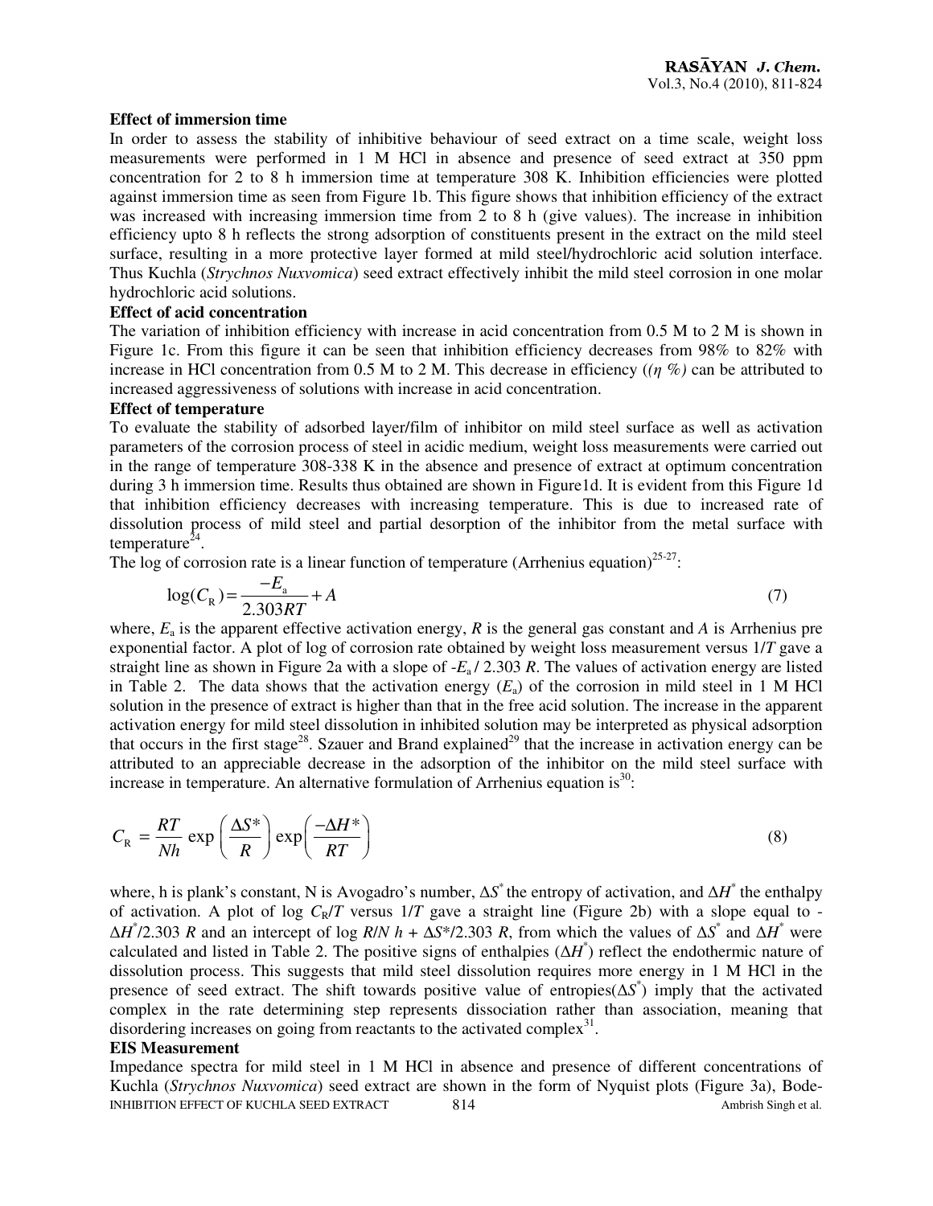**Effect of immersion time**

In order to assess the stability of inhibitive behaviour of seed extract on a time scale, weight loss measurements were performed in 1 M HCl in absence and presence of seed extract at 350 ppm concentration for 2 to 8 h immersion time at temperature 308 K. Inhibition efficiencies were plotted against immersion time as seen from Figure 1b. This figure shows that inhibition efficiency of the extract was increased with increasing immersion time from 2 to 8 h (give values). The increase in inhibition efficiency upto 8 h reflects the strong adsorption of constituents present in the extract on the mild steel surface, resulting in a more protective layer formed at mild steel/hydrochloric acid solution interface. Thus Kuchla (*Strychnos Nuxvomica*) seed extract effectively inhibit the mild steel corrosion in one molar hydrochloric acid solutions.

**Effect of acid concentration**

The variation of inhibition efficiency with increase in acid concentration from 0.5 M to 2 M is shown in Figure 1c. From this figure it can be seen that inhibition efficiency decreases from 98% to 82% with increase in HCl concentration from 0.5 M to 2 M. This decrease in efficiency (($\eta$ %) can be attributed to increased aggressiveness of solutions with increase in acid concentration.

**Effect of temperature**

To evaluate the stability of adsorbed layer/film of inhibitor on mild steel surface as well as activation parameters of the corrosion process of steel in acidic medium, weight loss measurements were carried out in the range of temperature 308-338 K in the absence and presence of extract at optimum concentration during 3 h immersion time. Results thus obtained are shown in Figure1d. It is evident from this Figure 1d that inhibition efficiency decreases with increasing temperature. This is due to increased rate of dissolution process of mild steel and partial desorption of the inhibitor from the metal surface with temperature[24].

The log of corrosion rate is a linear function of temperature (Arrhenius equation)[25-27]:

$$\log(C_{\mathrm{R}}) = \frac{-E_{\mathrm{a}}}{2.303RT} + A \tag{7}$$

where, $E_a$ is the apparent effective activation energy, $R$ is the general gas constant and $A$ is Arrhenius pre exponential factor. A plot of log of corrosion rate obtained by weight loss measurement versus $1/T$ gave a straight line as shown in Figure 2a with a slope of $-E_a / 2.303\ R$. The values of activation energy are listed in Table 2. The data shows that the activation energy ($E_a$) of the corrosion in mild steel in 1 M HCl solution in the presence of extract is higher than that in the free acid solution. The increase in the apparent activation energy for mild steel dissolution in inhibited solution may be interpreted as physical adsorption that occurs in the first stage[28]. Szauer and Brand explained[29] that the increase in activation energy can be attributed to an appreciable decrease in the adsorption of the inhibitor on the mild steel surface with increase in temperature. An alternative formulation of Arrhenius equation is[30]:

$$C_{\mathrm{R}} = \frac{RT}{Nh} \exp\left(\frac{\Delta S^*}{R}\right) \exp\left(\frac{-\Delta H^*}{RT}\right) \tag{8}$$

where, h is plank's constant, N is Avogadro's number, $\Delta S^*$ the entropy of activation, and $\Delta H^*$ the enthalpy of activation. A plot of log $C_R/T$ versus $1/T$ gave a straight line (Figure 2b) with a slope equal to $-\Delta H^*/2.303\ R$ and an intercept of $\log R/N\,h + \Delta S^*/2.303\ R$, from which the values of $\Delta S^*$ and $\Delta H^*$ were calculated and listed in Table 2. The positive signs of enthalpies ($\Delta H^*$) reflect the endothermic nature of dissolution process. This suggests that mild steel dissolution requires more energy in 1 M HCl in the presence of seed extract. The shift towards positive value of entropies($\Delta S^*$) imply that the activated complex in the rate determining step represents dissociation rather than association, meaning that disordering increases on going from reactants to the activated complex[31].

**EIS Measurement**

Impedance spectra for mild steel in 1 M HCl in absence and presence of different concentrations of Kuchla (*Strychnos Nuxvomica*) seed extract are shown in the form of Nyquist plots (Figure 3a), Bode-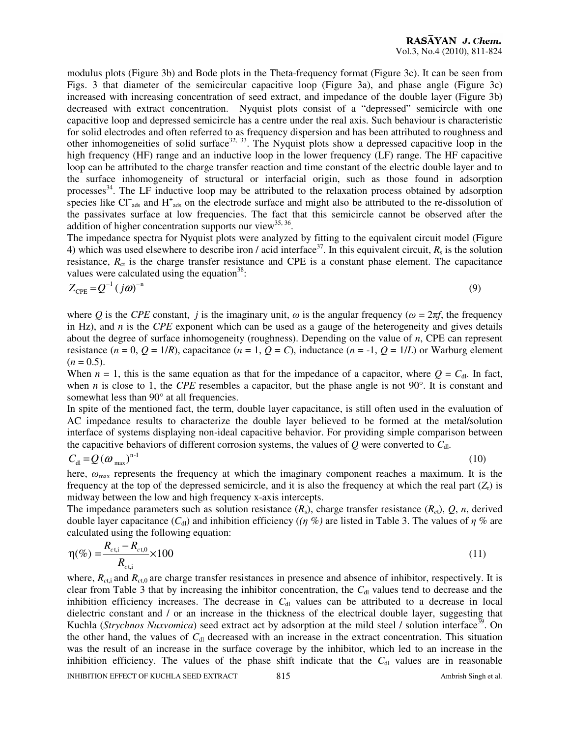modulus plots (Figure 3b) and Bode plots in the Theta-frequency format (Figure 3c). It can be seen from Figs. 3 that diameter of the semicircular capacitive loop (Figure 3a), and phase angle (Figure 3c) increased with increasing concentration of seed extract, and impedance of the double layer (Figure 3b) decreased with extract concentration. Nyquist plots consist of a "depressed" semicircle with one capacitive loop and depressed semicircle has a centre under the real axis. Such behaviour is characteristic for solid electrodes and often referred to as frequency dispersion and has been attributed to roughness and other inhomogeneities of solid surface[32, 33]. The Nyquist plots show a depressed capacitive loop in the high frequency (HF) range and an inductive loop in the lower frequency (LF) range. The HF capacitive loop can be attributed to the charge transfer reaction and time constant of the electric double layer and to the surface inhomogeneity of structural or interfacial origin, such as those found in adsorption processes[34]. The LF inductive loop may be attributed to the relaxation process obtained by adsorption species like $Cl^-_{ads}$ and $H^+_{ads}$ on the electrode surface and might also be attributed to the re-dissolution of the passivates surface at low frequencies. The fact that this semicircle cannot be observed after the addition of higher concentration supports our view[35, 36].

The impedance spectra for Nyquist plots were analyzed by fitting to the equivalent circuit model (Figure 4) which was used elsewhere to describe iron / acid interface[37]. In this equivalent circuit, $R_s$ is the solution resistance, $R_{ct}$ is the charge transfer resistance and CPE is a constant phase element. The capacitance values were calculated using the equation[38]:

$$Z_{CPE} = Q^{-1}(j\omega)^{-n} \tag{9}$$

where $Q$ is the *CPE* constant, $j$ is the imaginary unit, $\omega$ is the angular frequency ($\omega = 2\pi f$, the frequency in Hz), and $n$ is the *CPE* exponent which can be used as a gauge of the heterogeneity and gives details about the degree of surface inhomogeneity (roughness). Depending on the value of $n$, CPE can represent resistance ($n = 0$, $Q = 1/R$), capacitance ($n = 1$, $Q = C$), inductance ($n = -1$, $Q = 1/L$) or Warburg element ($n = 0.5$).

When $n = 1$, this is the same equation as that for the impedance of a capacitor, where $Q = C_{dl}$. In fact, when $n$ is close to 1, the *CPE* resembles a capacitor, but the phase angle is not 90°. It is constant and somewhat less than 90° at all frequencies.

In spite of the mentioned fact, the term, double layer capacitance, is still often used in the evaluation of AC impedance results to characterize the double layer believed to be formed at the metal/solution interface of systems displaying non-ideal capacitive behavior. For providing simple comparison between the capacitive behaviors of different corrosion systems, the values of $Q$ were converted to $C_{dl}$.

$$C_{dl} = Q(\omega_{max})^{n-1} \tag{10}$$

here, $\omega_{max}$ represents the frequency at which the imaginary component reaches a maximum. It is the frequency at the top of the depressed semicircle, and it is also the frequency at which the real part ($Z_r$) is midway between the low and high frequency x-axis intercepts.

The impedance parameters such as solution resistance ($R_s$), charge transfer resistance ($R_{ct}$), $Q$, $n$, derived double layer capacitance ($C_{dl}$) and inhibition efficiency (($\eta$ %) are listed in Table 3. The values of $\eta$ % are calculated using the following equation:

$$\eta(\%) = \frac{R_{ct,i} - R_{ct,0}}{R_{ct,i}} \times 100 \tag{11}$$

where, $R_{ct,i}$ and $R_{ct,0}$ are charge transfer resistances in presence and absence of inhibitor, respectively. It is clear from Table 3 that by increasing the inhibitor concentration, the $C_{dl}$ values tend to decrease and the inhibition efficiency increases. The decrease in $C_{dl}$ values can be attributed to a decrease in local dielectric constant and / or an increase in the thickness of the electrical double layer, suggesting that Kuchla (*Strychnos Nuxvomica*) seed extract act by adsorption at the mild steel / solution interface[39]. On the other hand, the values of $C_{dl}$ decreased with an increase in the extract concentration. This situation was the result of an increase in the surface coverage by the inhibitor, which led to an increase in the inhibition efficiency. The values of the phase shift indicate that the $C_{dl}$ values are in reasonable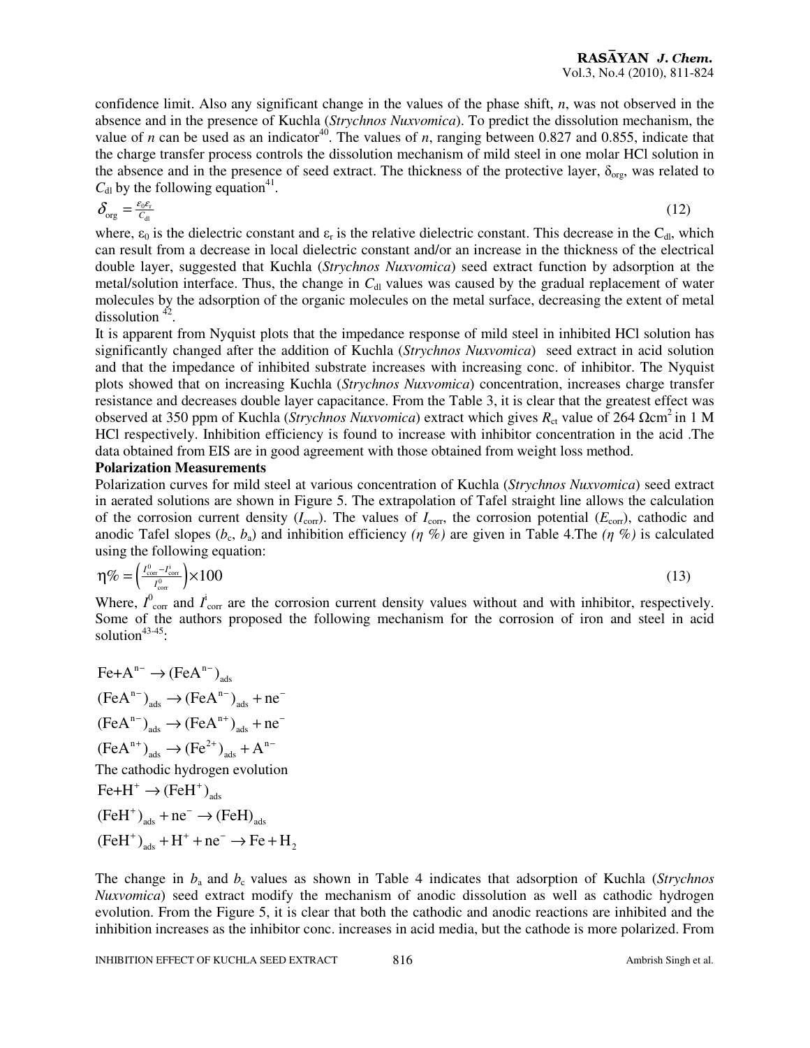confidence limit. Also any significant change in the values of the phase shift, $n$, was not observed in the absence and in the presence of Kuchla (*Strychnos Nuxvomica*). To predict the dissolution mechanism, the value of $n$ can be used as an indicator[40]. The values of $n$, ranging between 0.827 and 0.855, indicate that the charge transfer process controls the dissolution mechanism of mild steel in one molar HCl solution in the absence and in the presence of seed extract. The thickness of the protective layer, $\delta_{org}$, was related to $C_{dl}$ by the following equation[41].

$$\delta_{org} = \frac{\varepsilon_0 \varepsilon_r}{C_{dl}} \tag{12}$$

where, $\varepsilon_0$ is the dielectric constant and $\varepsilon_r$ is the relative dielectric constant. This decrease in the $C_{dl}$, which can result from a decrease in local dielectric constant and/or an increase in the thickness of the electrical double layer, suggested that Kuchla (*Strychnos Nuxvomica*) seed extract function by adsorption at the metal/solution interface. Thus, the change in $C_{dl}$ values was caused by the gradual replacement of water molecules by the adsorption of the organic molecules on the metal surface, decreasing the extent of metal dissolution [42].

It is apparent from Nyquist plots that the impedance response of mild steel in inhibited HCl solution has significantly changed after the addition of Kuchla (*Strychnos Nuxvomica*) seed extract in acid solution and that the impedance of inhibited substrate increases with increasing conc. of inhibitor. The Nyquist plots showed that on increasing Kuchla (*Strychnos Nuxvomica*) concentration, increases charge transfer resistance and decreases double layer capacitance. From the Table 3, it is clear that the greatest effect was observed at 350 ppm of Kuchla (*Strychnos Nuxvomica*) extract which gives $R_{ct}$ value of 264 $\Omega cm^2$ in 1 M HCl respectively. Inhibition efficiency is found to increase with inhibitor concentration in the acid .The data obtained from EIS are in good agreement with those obtained from weight loss method.

**Polarization Measurements**

Polarization curves for mild steel at various concentration of Kuchla (*Strychnos Nuxvomica*) seed extract in aerated solutions are shown in Figure 5. The extrapolation of Tafel straight line allows the calculation of the corrosion current density ($I_{corr}$). The values of $I_{corr}$, the corrosion potential ($E_{corr}$), cathodic and anodic Tafel slopes ($b_c$, $b_a$) and inhibition efficiency *($\eta$ %)* are given in Table 4.The *($\eta$ %)* is calculated using the following equation:

$$\eta\% = \left(\frac{I^0_{corr} - I^i_{corr}}{I^0_{corr}}\right) \times 100 \tag{13}$$

Where, $I^0_{corr}$ and $I^i_{corr}$ are the corrosion current density values without and with inhibitor, respectively. Some of the authors proposed the following mechanism for the corrosion of iron and steel in acid solution[43-45]:

$$Fe + A^{n-} \rightarrow (FeA^{n-})_{ads}$$

$$(FeA^{n-})_{ads} \rightarrow (FeA^{n-})_{ads} + ne^-$$

$$(FeA^{n-})_{ads} \rightarrow (FeA^{n+})_{ads} + ne^-$$

$$(FeA^{n+})_{ads} \rightarrow (Fe^{2+})_{ads} + A^{n-}$$

The cathodic hydrogen evolution

$$Fe + H^+ \rightarrow (FeH^+)_{ads}$$

$$(FeH^+)_{ads} + ne^- \rightarrow (FeH)_{ads}$$

$$(FeH^+)_{ads} + H^+ + ne^- \rightarrow Fe + H_2$$

The change in $b_a$ and $b_c$ values as shown in Table 4 indicates that adsorption of Kuchla (*Strychnos Nuxvomica*) seed extract modify the mechanism of anodic dissolution as well as cathodic hydrogen evolution. From the Figure 5, it is clear that both the cathodic and anodic reactions are inhibited and the inhibition increases as the inhibitor conc. increases in acid media, but the cathode is more polarized. From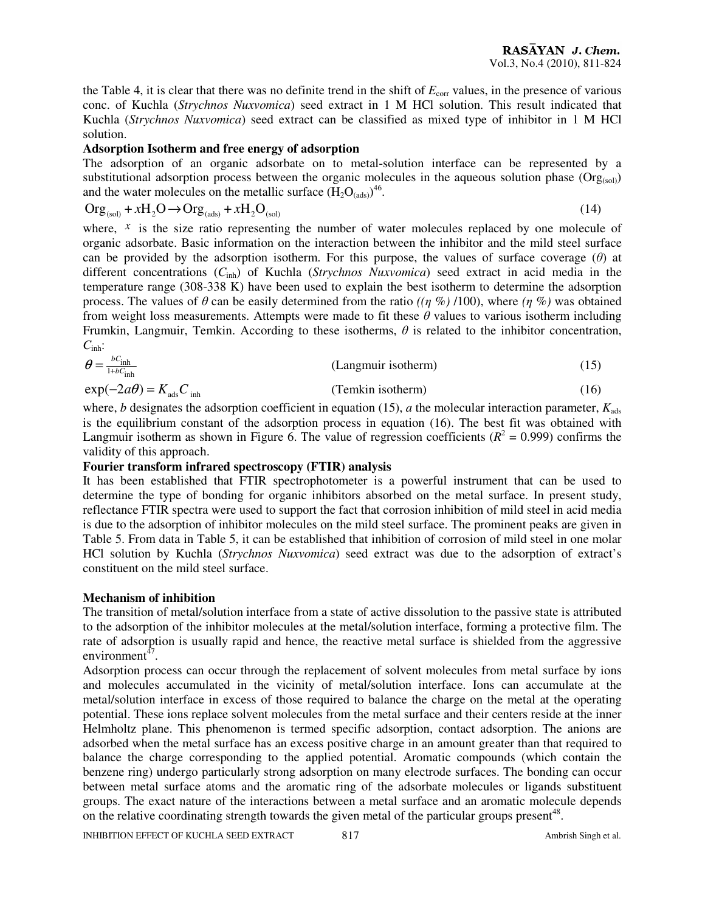the Table 4, it is clear that there was no definite trend in the shift of $E_{corr}$ values, in the presence of various conc. of Kuchla (*Strychnos Nuxvomica*) seed extract in 1 M HCl solution. This result indicated that Kuchla (*Strychnos Nuxvomica*) seed extract can be classified as mixed type of inhibitor in 1 M HCl solution.

**Adsorption Isotherm and free energy of adsorption**

The adsorption of an organic adsorbate on to metal-solution interface can be represented by a substitutional adsorption process between the organic molecules in the aqueous solution phase ($Org_{(sol)}$) and the water molecules on the metallic surface ($H_2O_{(ads)}$)[46].

$$Org_{(sol)} + xH_2O \rightarrow Org_{(ads)} + xH_2O_{(sol)} \tag{14}$$

where, $x$ is the size ratio representing the number of water molecules replaced by one molecule of organic adsorbate. Basic information on the interaction between the inhibitor and the mild steel surface can be provided by the adsorption isotherm. For this purpose, the values of surface coverage ($\theta$) at different concentrations ($C_{inh}$) of Kuchla (*Strychnos Nuxvomica*) seed extract in acid media in the temperature range (308-338 K) have been used to explain the best isotherm to determine the adsorption process. The values of $\theta$ can be easily determined from the ratio *(($\eta$ %)* /100), where *($\eta$ %)* was obtained from weight loss measurements. Attempts were made to fit these $\theta$ values to various isotherm including Frumkin, Langmuir, Temkin. According to these isotherms, $\theta$ is related to the inhibitor concentration, $C_{inh}$:

$$\theta = \frac{bC_{inh}}{1+bC_{inh}} \quad \text{(Langmuir isotherm)} \tag{15}$$

$$\exp(-2a\theta) = K_{ads}C_{inh} \quad \text{(Temkin isotherm)} \tag{16}$$

where, $b$ designates the adsorption coefficient in equation (15), $a$ the molecular interaction parameter, $K_{ads}$ is the equilibrium constant of the adsorption process in equation (16). The best fit was obtained with Langmuir isotherm as shown in Figure 6. The value of regression coefficients ($R^2 = 0.999$) confirms the validity of this approach.

**Fourier transform infrared spectroscopy (FTIR) analysis**

It has been established that FTIR spectrophotometer is a powerful instrument that can be used to determine the type of bonding for organic inhibitors absorbed on the metal surface. In present study, reflectance FTIR spectra were used to support the fact that corrosion inhibition of mild steel in acid media is due to the adsorption of inhibitor molecules on the mild steel surface. The prominent peaks are given in Table 5. From data in Table 5, it can be established that inhibition of corrosion of mild steel in one molar HCl solution by Kuchla (*Strychnos Nuxvomica*) seed extract was due to the adsorption of extract's constituent on the mild steel surface.

**Mechanism of inhibition**

The transition of metal/solution interface from a state of active dissolution to the passive state is attributed to the adsorption of the inhibitor molecules at the metal/solution interface, forming a protective film. The rate of adsorption is usually rapid and hence, the reactive metal surface is shielded from the aggressive environment[47].

Adsorption process can occur through the replacement of solvent molecules from metal surface by ions and molecules accumulated in the vicinity of metal/solution interface. Ions can accumulate at the metal/solution interface in excess of those required to balance the charge on the metal at the operating potential. These ions replace solvent molecules from the metal surface and their centers reside at the inner Helmholtz plane. This phenomenon is termed specific adsorption, contact adsorption. The anions are adsorbed when the metal surface has an excess positive charge in an amount greater than that required to balance the charge corresponding to the applied potential. Aromatic compounds (which contain the benzene ring) undergo particularly strong adsorption on many electrode surfaces. The bonding can occur between metal surface atoms and the aromatic ring of the adsorbate molecules or ligands substituent groups. The exact nature of the interactions between a metal surface and an aromatic molecule depends on the relative coordinating strength towards the given metal of the particular groups present[48].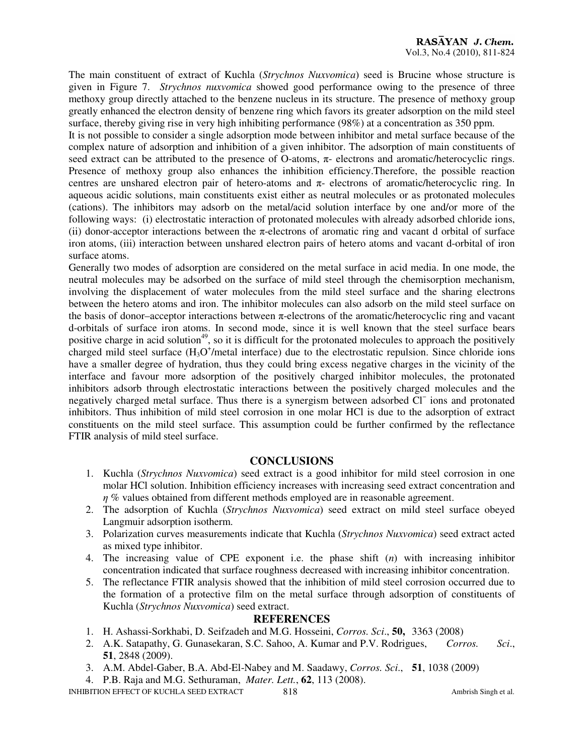The main constituent of extract of Kuchla (*Strychnos Nuxvomica*) seed is Brucine whose structure is given in Figure 7. *Strychnos nuxvomica* showed good performance owing to the presence of three methoxy group directly attached to the benzene nucleus in its structure. The presence of methoxy group greatly enhanced the electron density of benzene ring which favors its greater adsorption on the mild steel surface, thereby giving rise in very high inhibiting performance (98%) at a concentration as 350 ppm.

It is not possible to consider a single adsorption mode between inhibitor and metal surface because of the complex nature of adsorption and inhibition of a given inhibitor. The adsorption of main constituents of seed extract can be attributed to the presence of O-atoms, π- electrons and aromatic/heterocyclic rings. Presence of methoxy group also enhances the inhibition efficiency.Therefore, the possible reaction centres are unshared electron pair of hetero-atoms and π- electrons of aromatic/heterocyclic ring. In aqueous acidic solutions, main constituents exist either as neutral molecules or as protonated molecules (cations). The inhibitors may adsorb on the metal/acid solution interface by one and/or more of the following ways: (i) electrostatic interaction of protonated molecules with already adsorbed chloride ions, (ii) donor-acceptor interactions between the π-electrons of aromatic ring and vacant d orbital of surface iron atoms, (iii) interaction between unshared electron pairs of hetero atoms and vacant d-orbital of iron surface atoms.

Generally two modes of adsorption are considered on the metal surface in acid media. In one mode, the neutral molecules may be adsorbed on the surface of mild steel through the chemisorption mechanism, involving the displacement of water molecules from the mild steel surface and the sharing electrons between the hetero atoms and iron. The inhibitor molecules can also adsorb on the mild steel surface on the basis of donor–acceptor interactions between π-electrons of the aromatic/heterocyclic ring and vacant d-orbitals of surface iron atoms. In second mode, since it is well known that the steel surface bears positive charge in acid solution[49], so it is difficult for the protonated molecules to approach the positively charged mild steel surface ($H_3O^+$/metal interface) due to the electrostatic repulsion. Since chloride ions have a smaller degree of hydration, thus they could bring excess negative charges in the vicinity of the interface and favour more adsorption of the positively charged inhibitor molecules, the protonated inhibitors adsorb through electrostatic interactions between the positively charged molecules and the negatively charged metal surface. Thus there is a synergism between adsorbed $Cl^-$ ions and protonated inhibitors. Thus inhibition of mild steel corrosion in one molar HCl is due to the adsorption of extract constituents on the mild steel surface. This assumption could be further confirmed by the reflectance FTIR analysis of mild steel surface.

## CONCLUSIONS

1. Kuchla (*Strychnos Nuxvomica*) seed extract is a good inhibitor for mild steel corrosion in one molar HCl solution. Inhibition efficiency increases with increasing seed extract concentration and $\eta$ % values obtained from different methods employed are in reasonable agreement.
2. The adsorption of Kuchla (*Strychnos Nuxvomica*) seed extract on mild steel surface obeyed Langmuir adsorption isotherm.
3. Polarization curves measurements indicate that Kuchla (*Strychnos Nuxvomica*) seed extract acted as mixed type inhibitor.
4. The increasing value of CPE exponent i.e. the phase shift ($n$) with increasing inhibitor concentration indicated that surface roughness decreased with increasing inhibitor concentration.
5. The reflectance FTIR analysis showed that the inhibition of mild steel corrosion occurred due to the formation of a protective film on the metal surface through adsorption of constituents of Kuchla (*Strychnos Nuxvomica*) seed extract.

## REFERENCES

1. H. Ashassi-Sorkhabi, D. Seifzadeh and M.G. Hosseini, *Corros. Sci*., **50,** 3363 (2008)
2. A.K. Satapathy, G. Gunasekaran, S.C. Sahoo, A. Kumar and P.V. Rodrigues, *Corros. Sci*., **51**, 2848 (2009).
3. A.M. Abdel-Gaber, B.A. Abd-El-Nabey and M. Saadawy, *Corros. Sci*., **51**, 1038 (2009)
4. P.B. Raja and M.G. Sethuraman, *Mater. Lett.*, **62**, 113 (2008).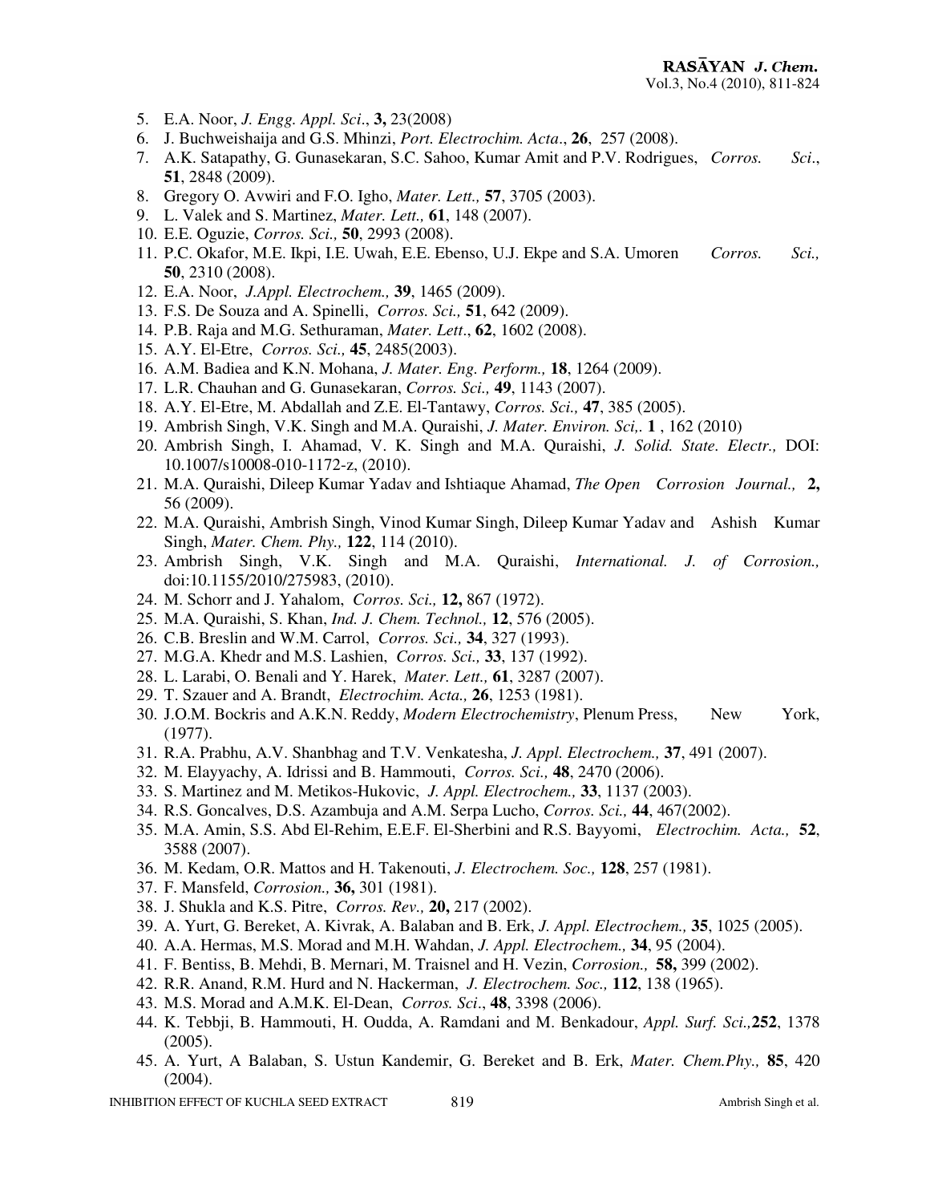5. E.A. Noor, *J. Engg. Appl. Sci*., **3,** 23(2008)
6. J. Buchweishaija and G.S. Mhinzi, *Port. Electrochim. Acta*., **26**, 257 (2008).
7. A.K. Satapathy, G. Gunasekaran, S.C. Sahoo, Kumar Amit and P.V. Rodrigues, *Corros. Sci*., **51**, 2848 (2009).
8. Gregory O. Avwiri and F.O. Igho, *Mater. Lett.,* **57**, 3705 (2003).
9. L. Valek and S. Martinez, *Mater. Lett.,* **61**, 148 (2007).
10. E.E. Oguzie, *Corros. Sci.,* **50**, 2993 (2008).
11. P.C. Okafor, M.E. Ikpi, I.E. Uwah, E.E. Ebenso, U.J. Ekpe and S.A. Umoren *Corros. Sci.,* **50**, 2310 (2008).
12. E.A. Noor, *J.Appl. Electrochem.,* **39**, 1465 (2009).
13. F.S. De Souza and A. Spinelli, *Corros. Sci.,* **51**, 642 (2009).
14. P.B. Raja and M.G. Sethuraman, *Mater. Lett*., **62**, 1602 (2008).
15. A.Y. El-Etre, *Corros. Sci.,* **45**, 2485(2003).
16. A.M. Badiea and K.N. Mohana, *J. Mater. Eng. Perform.,* **18**, 1264 (2009).
17. L.R. Chauhan and G. Gunasekaran, *Corros. Sci.,* **49**, 1143 (2007).
18. A.Y. El-Etre, M. Abdallah and Z.E. El-Tantawy, *Corros. Sci.,* **47**, 385 (2005).
19. Ambrish Singh, V.K. Singh and M.A. Quraishi, *J. Mater. Environ. Sci,.* **1** , 162 (2010)
20. Ambrish Singh, I. Ahamad, V. K. Singh and M.A. Quraishi, *J. Solid. State. Electr.,* DOI: 10.1007/s10008-010-1172-z, (2010).
21. M.A. Quraishi, Dileep Kumar Yadav and Ishtiaque Ahamad, *The Open Corrosion Journal.,* **2,** 56 (2009).
22. M.A. Quraishi, Ambrish Singh, Vinod Kumar Singh, Dileep Kumar Yadav and Ashish Kumar Singh, *Mater. Chem. Phy.,* **122**, 114 (2010).
23. Ambrish Singh, V.K. Singh and M.A. Quraishi, *International. J. of Corrosion.,* doi:10.1155/2010/275983, (2010).
24. M. Schorr and J. Yahalom, *Corros. Sci.,* **12,** 867 (1972).
25. M.A. Quraishi, S. Khan, *Ind. J. Chem. Technol.,* **12**, 576 (2005).
26. C.B. Breslin and W.M. Carrol, *Corros. Sci.,* **34**, 327 (1993).
27. M.G.A. Khedr and M.S. Lashien, *Corros. Sci.,* **33**, 137 (1992).
28. L. Larabi, O. Benali and Y. Harek, *Mater. Lett.,* **61**, 3287 (2007).
29. T. Szauer and A. Brandt, *Electrochim. Acta.,* **26**, 1253 (1981).
30. J.O.M. Bockris and A.K.N. Reddy, *Modern Electrochemistry*, Plenum Press, New York, (1977).
31. R.A. Prabhu, A.V. Shanbhag and T.V. Venkatesha, *J. Appl. Electrochem.,* **37**, 491 (2007).
32. M. Elayyachy, A. Idrissi and B. Hammouti, *Corros. Sci.,* **48**, 2470 (2006).
33. S. Martinez and M. Metikos-Hukovic, *J. Appl. Electrochem.,* **33**, 1137 (2003).
34. R.S. Goncalves, D.S. Azambuja and A.M. Serpa Lucho, *Corros. Sci.,* **44**, 467(2002).
35. M.A. Amin, S.S. Abd El-Rehim, E.E.F. El-Sherbini and R.S. Bayyomi, *Electrochim. Acta.,* **52**, 3588 (2007).
36. M. Kedam, O.R. Mattos and H. Takenouti, *J. Electrochem. Soc.,* **128**, 257 (1981).
37. F. Mansfeld, *Corrosion.,* **36,** 301 (1981).
38. J. Shukla and K.S. Pitre, *Corros. Rev.,* **20,** 217 (2002).
39. A. Yurt, G. Bereket, A. Kivrak, A. Balaban and B. Erk, *J. Appl. Electrochem.,* **35**, 1025 (2005).
40. A.A. Hermas, M.S. Morad and M.H. Wahdan, *J. Appl. Electrochem.,* **34**, 95 (2004).
41. F. Bentiss, B. Mehdi, B. Mernari, M. Traisnel and H. Vezin, *Corrosion.,* **58,** 399 (2002).
42. R.R. Anand, R.M. Hurd and N. Hackerman, *J. Electrochem. Soc.,* **112**, 138 (1965).
43. M.S. Morad and A.M.K. El-Dean, *Corros. Sci*., **48**, 3398 (2006).
44. K. Tebbji, B. Hammouti, H. Oudda, A. Ramdani and M. Benkadour, *Appl. Surf. Sci.,* **252**, 1378 (2005).
45. A. Yurt, A Balaban, S. Ustun Kandemir, G. Bereket and B. Erk, *Mater. Chem.Phy.,* **85**, 420 (2004).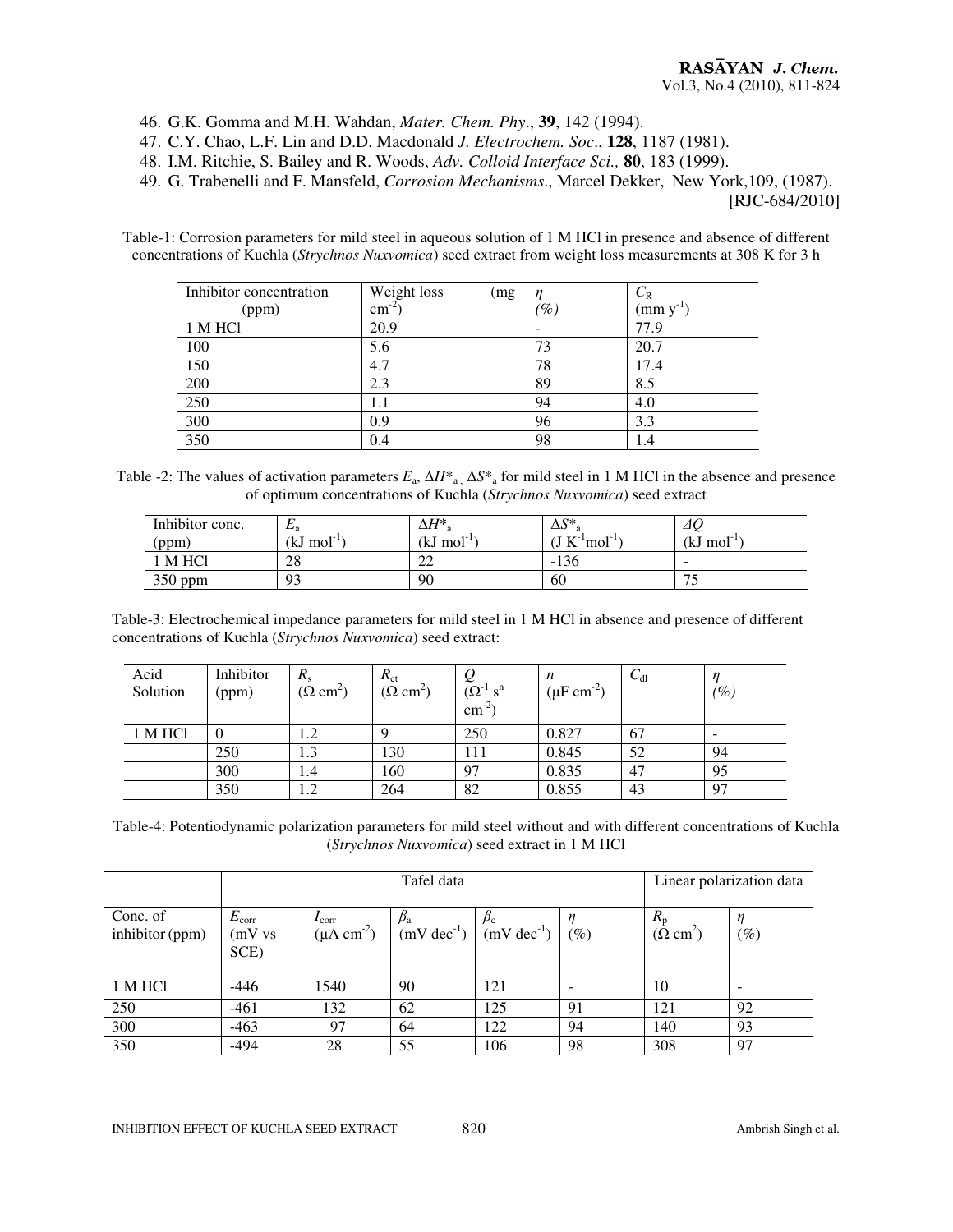46. G.K. Gomma and M.H. Wahdan, *Mater. Chem. Phy*., **39**, 142 (1994).
47. C.Y. Chao, L.F. Lin and D.D. Macdonald *J. Electrochem. Soc*., **128**, 1187 (1981).
48. I.M. Ritchie, S. Bailey and R. Woods, *Adv. Colloid Interface Sci.,* **80**, 183 (1999).
49. G. Trabenelli and F. Mansfeld, *Corrosion Mechanisms*., Marcel Dekker, New York,109, (1987).

[RJC-684/2010]

Table-1: Corrosion parameters for mild steel in aqueous solution of 1 M HCl in presence and absence of different concentrations of Kuchla (*Strychnos Nuxvomica*) seed extract from weight loss measurements at 308 K for 3 h

| Inhibitor concentration (ppm) | Weight loss (mg $cm^{-2}$) | $\eta$ (%) | $C_R$ (mm $y^{-1}$) |
|---|---|---|---|
| 1 M HCl | 20.9 | - | 77.9 |
| 100 | 5.6 | 73 | 20.7 |
| 150 | 4.7 | 78 | 17.4 |
| 200 | 2.3 | 89 | 8.5 |
| 250 | 1.1 | 94 | 4.0 |
| 300 | 0.9 | 96 | 3.3 |
| 350 | 0.4 | 98 | 1.4 |

Table -2: The values of activation parameters $E_a$, $\Delta H^*_a$, $\Delta S^*_a$ for mild steel in 1 M HCl in the absence and presence of optimum concentrations of Kuchla (*Strychnos Nuxvomica*) seed extract

| Inhibitor conc. (ppm) | $E_a$ (kJ $mol^{-1}$) | $\Delta H^*_a$ (kJ $mol^{-1}$) | $\Delta S^*_a$ (J $K^{-1}mol^{-1}$) | $\Delta Q$ (kJ $mol^{-1}$) |
|---|---|---|---|---|
| 1 M HCl | 28 | 22 | -136 | - |
| 350 ppm | 93 | 90 | 60 | 75 |

Table-3: Electrochemical impedance parameters for mild steel in 1 M HCl in absence and presence of different concentrations of Kuchla (*Strychnos Nuxvomica*) seed extract:

| Acid Solution | Inhibitor (ppm) | $R_s$ ($\Omega$ $cm^2$) | $R_{ct}$ ($\Omega$ $cm^2$) | $Q$ ($\Omega^{-1}$ $s^n$ $cm^{-2}$) | $n$ ($\mu$F $cm^{-2}$) | $C_{dl}$ | $\eta$ (%) |
|---|---|---|---|---|---|---|---|
| 1 M HCl | 0 | 1.2 | 9 | 250 | 0.827 | 67 | - |
| | 250 | 1.3 | 130 | 111 | 0.845 | 52 | 94 |
| | 300 | 1.4 | 160 | 97 | 0.835 | 47 | 95 |
| | 350 | 1.2 | 264 | 82 | 0.855 | 43 | 97 |

Table-4: Potentiodynamic polarization parameters for mild steel without and with different concentrations of Kuchla (*Strychnos Nuxvomica*) seed extract in 1 M HCl

| | Tafel data | | | | | Linear polarization data | |
|---|---|---|---|---|---|---|---|
| Conc. of inhibitor (ppm) | $E_{corr}$ (mV vs SCE) | $I_{corr}$ ($\mu$A $cm^{-2}$) | $\beta_a$ (mV $dec^{-1}$) | $\beta_c$ (mV $dec^{-1}$) | $\eta$ (%) | $R_p$ ($\Omega$ $cm^2$) | $\eta$ (%) |
| 1 M HCl | -446 | 1540 | 90 | 121 | - | 10 | - |
| 250 | -461 | 132 | 62 | 125 | 91 | 121 | 92 |
| 300 | -463 | 97 | 64 | 122 | 94 | 140 | 93 |
| 350 | -494 | 28 | 55 | 106 | 98 | 308 | 97 |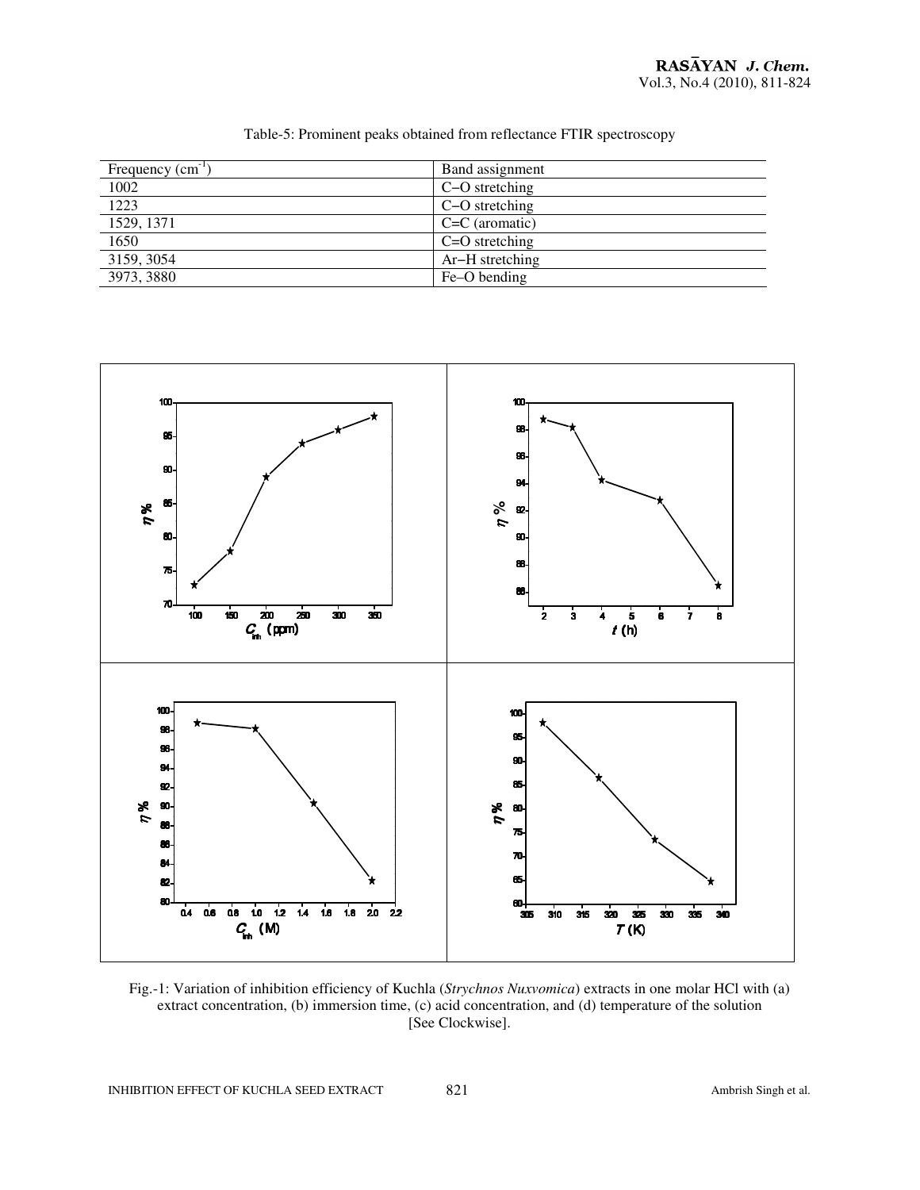Table-5: Prominent peaks obtained from reflectance FTIR spectroscopy

| Frequency ($cm^{-1}$) | Band assignment |
|---|---|
| 1002 | C−O stretching |
| 1223 | C−O stretching |
| 1529, 1371 | C=C (aromatic) |
| 1650 | C=O stretching |
| 3159, 3054 | Ar−H stretching |
| 3973, 3880 | Fe–O bending |

Fig.-1: Variation of inhibition efficiency of Kuchla (*Strychnos Nuxvomica*) extracts in one molar HCl with (a) extract concentration, (b) immersion time, (c) acid concentration, and (d) temperature of the solution [See Clockwise].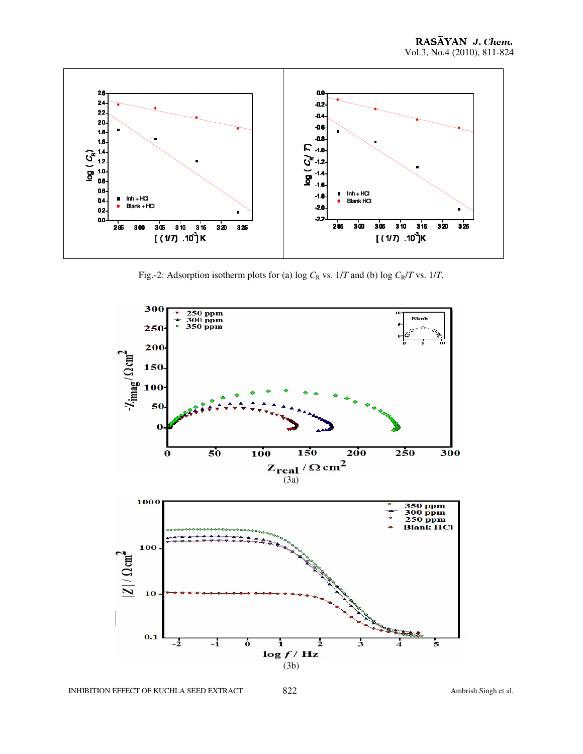Fig.-2: Adsorption isotherm plots for (a) log $C_R$ vs. $1/T$ and (b) log $C_R/T$ vs. $1/T$.

(3a)

(3b)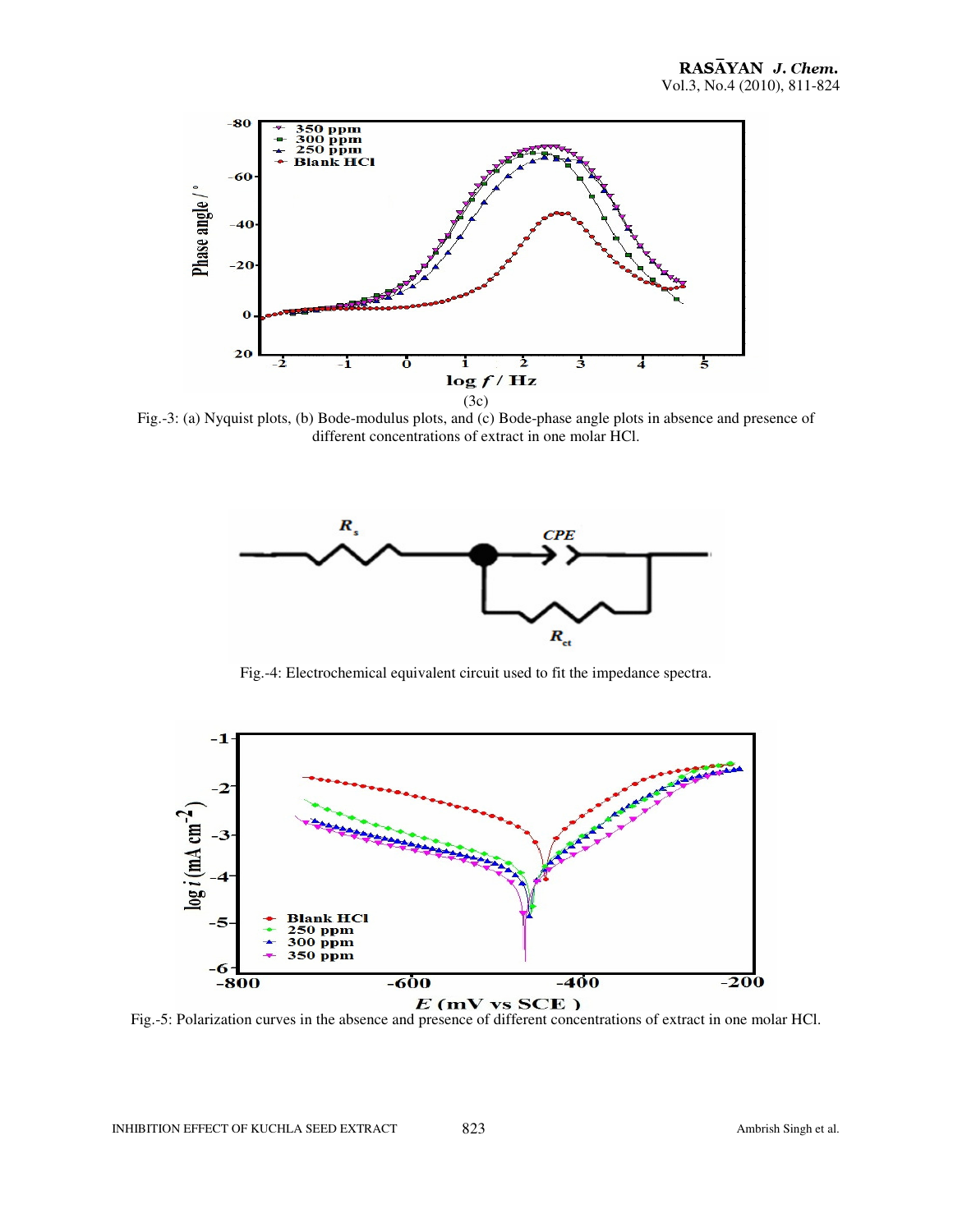(3c)

Fig.-3: (a) Nyquist plots, (b) Bode-modulus plots, and (c) Bode-phase angle plots in absence and presence of different concentrations of extract in one molar HCl.

Fig.-4: Electrochemical equivalent circuit used to fit the impedance spectra.

Fig.-5: Polarization curves in the absence and presence of different concentrations of extract in one molar HCl.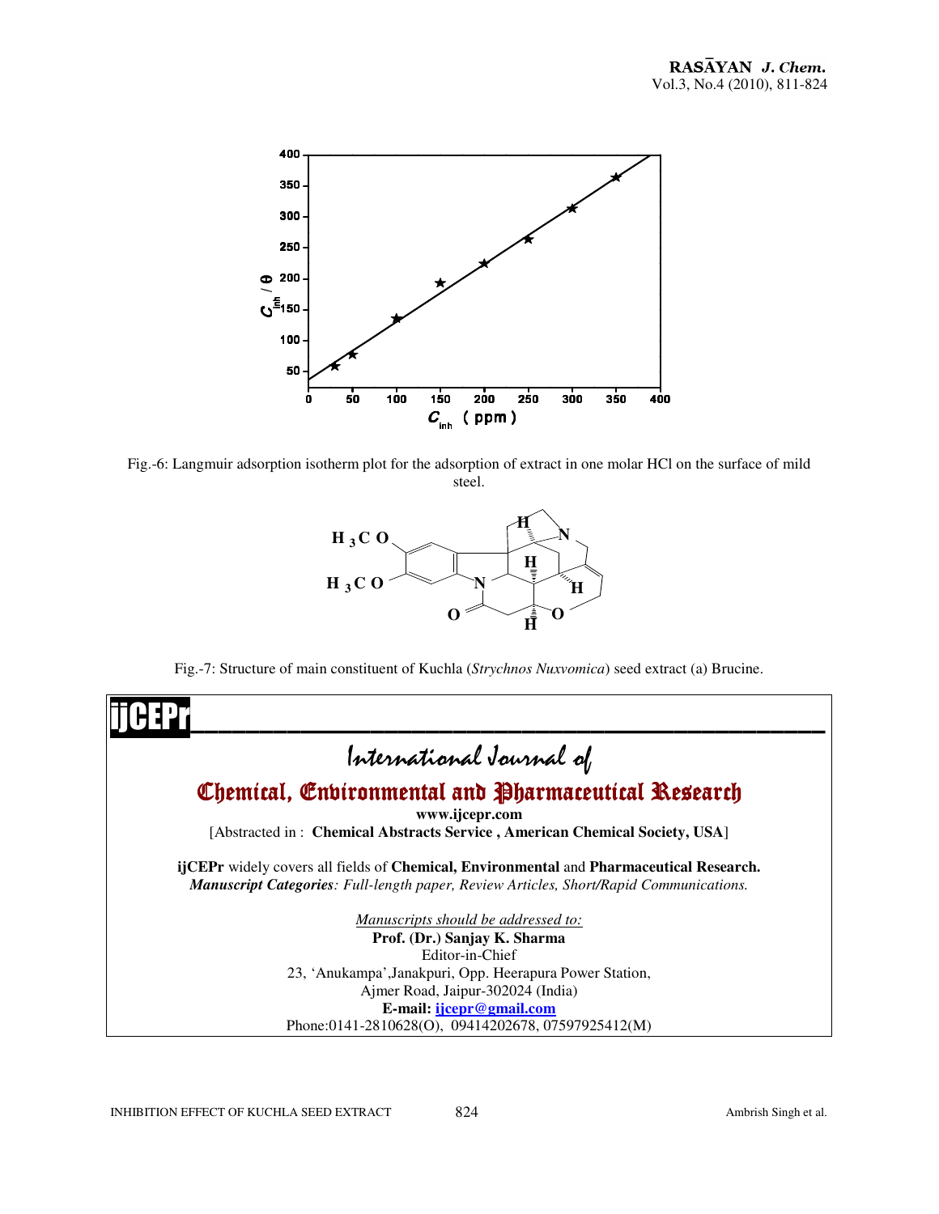400
350
300
250
200
150
100
50

$C_{inh} / \theta$

0 50 100 150 200 250 300 350 400

$C_{inh}$ ( ppm )

Fig.-6: Langmuir adsorption isotherm plot for the adsorption of extract in one molar HCl on the surface of mild steel.

$H_3CO$
$H_3CO$
N
N
O
O
H
H
H
H

Fig.-7: Structure of main constituent of Kuchla (*Strychnos Nuxvomica*) seed extract (a) Brucine.

---

**ijCEPr**

*International Journal of*

## Chemical, Environmental and Pharmaceutical Research

**www.ijcepr.com**

[Abstracted in : **Chemical Abstracts Service , American Chemical Society, USA**]

**ijCEPr** widely covers all fields of **Chemical, Environmental** and **Pharmaceutical Research.**
***Manuscript Categories**: Full-length paper, Review Articles, Short/Rapid Communications.*

*Manuscripts should be addressed to:*
**Prof. (Dr.) Sanjay K. Sharma**
Editor-in-Chief
23, 'Anukampa',Janakpuri, Opp. Heerapura Power Station,
Ajmer Road, Jaipur-302024 (India)
**E-mail: ijcepr@gmail.com**
Phone:0141-2810628(O), 09414202678, 07597925412(M)